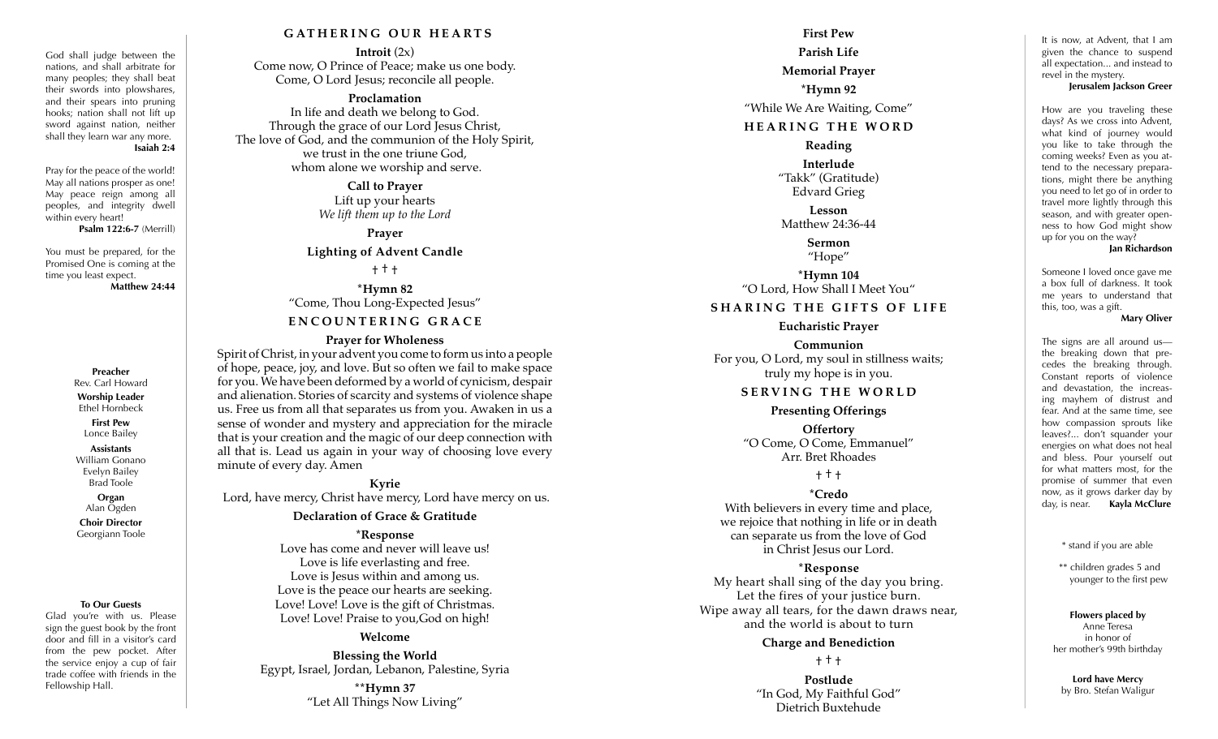God shall judge between the nations, and shall arbitrate for many peoples; they shall beat their swords into plowshares, and their spears into pruning hooks; nation shall not lift up sword against nation, neither shall they learn war any more.
**Isaiah 2:4**

Pray for the peace of the world! May all nations prosper as one! May peace reign among all peoples, and integrity dwell within every heart!
**Psalm 122:6-7** (Merrill)

You must be prepared, for the Promised One is coming at the time you least expect.
**Matthew 24:44**

**Preacher**
Rev. Carl Howard

**Worship Leader**
Ethel Hornbeck

**First Pew**
Lonce Bailey

**Assistants**
William Gonano
Evelyn Bailey
Brad Toole

**Organ**
Alan Ogden

**Choir Director**
Georgiann Toole

**To Our Guests**
Glad you're with us. Please sign the guest book by the front door and fill in a visitor's card from the pew pocket. After the service enjoy a cup of fair trade coffee with friends in the Fellowship Hall.

## GATHERING OUR HEARTS

**Introit** (2x)
Come now, O Prince of Peace; make us one body.
Come, O Lord Jesus; reconcile all people.

**Proclamation**
In life and death we belong to God.
Through the grace of our Lord Jesus Christ,
The love of God, and the communion of the Holy Spirit,
we trust in the one triune God,
whom alone we worship and serve.

**Call to Prayer**
Lift up your hearts
*We lift them up to the Lord*

**Prayer**

**Lighting of Advent Candle**

† † †

***Hymn 82**
"Come, Thou Long-Expected Jesus"

## ENCOUNTERING GRACE

**Prayer for Wholeness**
Spirit of Christ, in your advent you come to form us into a people of hope, peace, joy, and love. But so often we fail to make space for you. We have been deformed by a world of cynicism, despair and alienation. Stories of scarcity and systems of violence shape us. Free us from all that separates us from you. Awaken in us a sense of wonder and mystery and appreciation for the miracle that is your creation and the magic of our deep connection with all that is. Lead us again in your way of choosing love every minute of every day. Amen

**Kyrie**
Lord, have mercy, Christ have mercy, Lord have mercy on us.

**Declaration of Grace & Gratitude**

***Response**
Love has come and never will leave us!
Love is life everlasting and free.
Love is Jesus within and among us.
Love is the peace our hearts are seeking.
Love! Love! Love is the gift of Christmas.
Love! Love! Praise to you,God on high!

**Welcome**

**Blessing the World**
Egypt, Israel, Jordan, Lebanon, Palestine, Syria

****Hymn 37**
"Let All Things Now Living"

**First Pew**

**Parish Life**

**Memorial Prayer**

***Hymn 92**
"While We Are Waiting, Come"

## HEARING THE WORD

**Reading**

**Interlude**
"Takk" (Gratitude)
Edvard Grieg

**Lesson**
Matthew 24:36-44

**Sermon**
"Hope"

***Hymn 104**
"O Lord, How Shall I Meet You"

## SHARING THE GIFTS OF LIFE

**Eucharistic Prayer**

**Communion**
For you, O Lord, my soul in stillness waits;
truly my hope is in you.

## SERVING THE WORLD

**Presenting Offerings**

**Offertory**
"O Come, O Come, Emmanuel"
Arr. Bret Rhoades

† † †

***Credo**
With believers in every time and place,
we rejoice that nothing in life or in death
can separate us from the love of God
in Christ Jesus our Lord.

***Response**
My heart shall sing of the day you bring.
Let the fires of your justice burn.
Wipe away all tears, for the dawn draws near,
and the world is about to turn

**Charge and Benediction**

† † †

**Postlude**
"In God, My Faithful God"
Dietrich Buxtehude

It is now, at Advent, that I am given the chance to suspend all expectation... and instead to revel in the mystery.
**Jerusalem Jackson Greer**

How are you traveling these days? As we cross into Advent, what kind of journey would you like to take through the coming weeks? Even as you attend to the necessary preparations, might there be anything you need to let go of in order to travel more lightly through this season, and with greater openness to how God might show up for you on the way?
**Jan Richardson**

Someone I loved once gave me a box full of darkness. It took me years to understand that this, too, was a gift.
**Mary Oliver**

The signs are all around us—the breaking down that precedes the breaking through. Constant reports of violence and devastation, the increasing mayhem of distrust and fear. And at the same time, see how compassion sprouts like leaves?... don't squander your energies on what does not heal and bless. Pour yourself out for what matters most, for the promise of summer that even now, as it grows darker day by day, is near. **Kayla McClure**

* stand if you are able

** children grades 5 and younger to the first pew

**Flowers placed by**
Anne Teresa
in honor of
her mother's 99th birthday

**Lord have Mercy**
by Bro. Stefan Waligur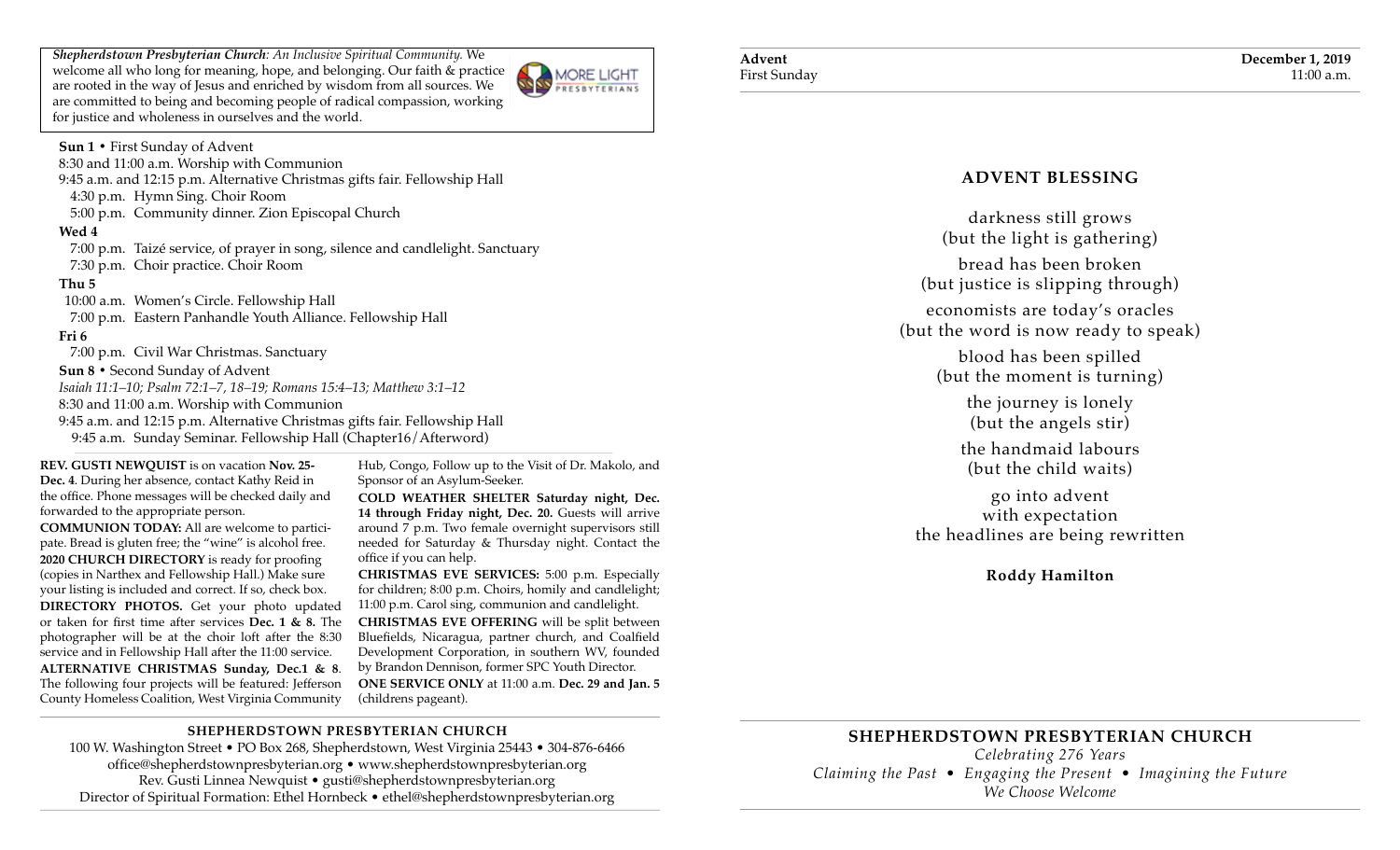***Shepherdstown Presbyterian Church**: An Inclusive Spiritual Community.* We welcome all who long for meaning, hope, and belonging. Our faith & practice are rooted in the way of Jesus and enriched by wisdom from all sources. We are committed to being and becoming people of radical compassion, working for justice and wholeness in ourselves and the world.

MORE LIGHT PRESBYTERIANS

**Sun 1** • First Sunday of Advent
8:30 and 11:00 a.m. Worship with Communion
9:45 a.m. and 12:15 p.m. Alternative Christmas gifts fair. Fellowship Hall
4:30 p.m. Hymn Sing. Choir Room
5:00 p.m. Community dinner. Zion Episcopal Church

**Wed 4**
7:00 p.m. Taizé service, of prayer in song, silence and candlelight. Sanctuary
7:30 p.m. Choir practice. Choir Room

**Thu 5**
10:00 a.m. Women's Circle. Fellowship Hall
7:00 p.m. Eastern Panhandle Youth Alliance. Fellowship Hall

**Fri 6**
7:00 p.m. Civil War Christmas. Sanctuary

**Sun 8** • Second Sunday of Advent
*Isaiah 11:1–10; Psalm 72:1–7, 18–19; Romans 15:4–13; Matthew 3:1–12*
8:30 and 11:00 a.m. Worship with Communion
9:45 a.m. and 12:15 p.m. Alternative Christmas gifts fair. Fellowship Hall
9:45 a.m. Sunday Seminar. Fellowship Hall (Chapter16/Afterword)

**REV. GUSTI NEWQUIST** is on vacation **Nov. 25-Dec. 4**. During her absence, contact Kathy Reid in the office. Phone messages will be checked daily and forwarded to the appropriate person.

**COMMUNION TODAY:** All are welcome to participate. Bread is gluten free; the "wine" is alcohol free.

**2020 CHURCH DIRECTORY** is ready for proofing (copies in Narthex and Fellowship Hall.) Make sure your listing is included and correct. If so, check box.

**DIRECTORY PHOTOS.** Get your photo updated or taken for first time after services **Dec. 1 & 8.** The photographer will be at the choir loft after the 8:30 service and in Fellowship Hall after the 11:00 service.

**ALTERNATIVE CHRISTMAS Sunday, Dec.1 & 8**. The following four projects will be featured: Jefferson County Homeless Coalition, West Virginia Community Hub, Congo, Follow up to the Visit of Dr. Makolo, and Sponsor of an Asylum-Seeker.

**COLD WEATHER SHELTER Saturday night, Dec. 14 through Friday night, Dec. 20.** Guests will arrive around 7 p.m. Two female overnight supervisors still needed for Saturday & Thursday night. Contact the office if you can help.

**CHRISTMAS EVE SERVICES:** 5:00 p.m. Especially for children; 8:00 p.m. Choirs, homily and candlelight; 11:00 p.m. Carol sing, communion and candlelight.

**CHRISTMAS EVE OFFERING** will be split between Bluefields, Nicaragua, partner church, and Coalfield Development Corporation, in southern WV, founded by Brandon Dennison, former SPC Youth Director.

**ONE SERVICE ONLY** at 11:00 a.m. **Dec. 29 and Jan. 5** (childrens pageant).

**SHEPHERDSTOWN PRESBYTERIAN CHURCH**
100 W. Washington Street • PO Box 268, Shepherdstown, West Virginia 25443 • 304-876-6466
office@shepherdstownpresbyterian.org • www.shepherdstownpresbyterian.org
Rev. Gusti Linnea Newquist • gusti@shepherdstownpresbyterian.org
Director of Spiritual Formation: Ethel Hornbeck • ethel@shepherdstownpresbyterian.org

**Advent** — **December 1, 2019**
First Sunday — 11:00 a.m.

## ADVENT BLESSING

darkness still grows
(but the light is gathering)

bread has been broken
(but justice is slipping through)

economists are today's oracles
(but the word is now ready to speak)

blood has been spilled
(but the moment is turning)

the journey is lonely
(but the angels stir)

the handmaid labours
(but the child waits)

go into advent
with expectation
the headlines are being rewritten

**Roddy Hamilton**

**SHEPHERDSTOWN PRESBYTERIAN CHURCH**
*Celebrating 276 Years*
*Claiming the Past • Engaging the Present • Imagining the Future*
*We Choose Welcome*